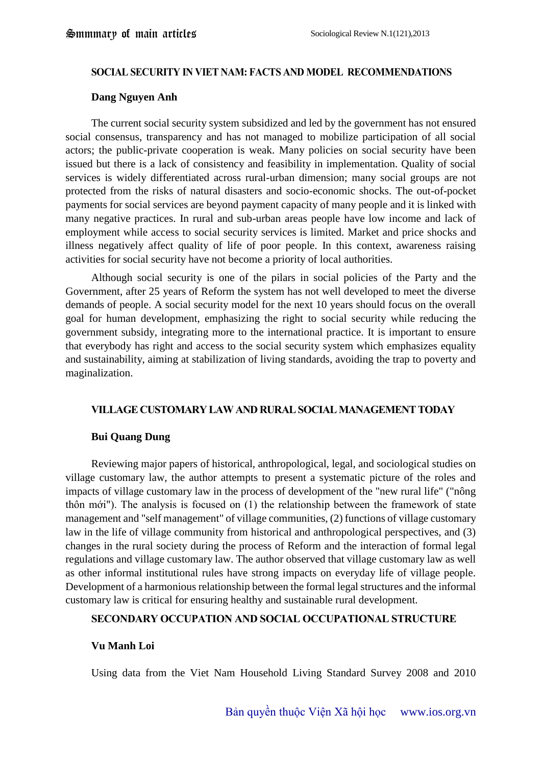# Summary of main articles

## SOCIAL SECURITY IN VIET NAM: FACTS AND MODEL RECOMMENDATIONS

**Dang Nguyen Anh**

The current social security system subsidized and led by the government has not ensured social consensus, transparency and has not managed to mobilize participation of all social actors; the public-private cooperation is weak. Many policies on social security have been issued but there is a lack of consistency and feasibility in implementation. Quality of social services is widely differentiated across rural-urban dimension; many social groups are not protected from the risks of natural disasters and socio-economic shocks. The out-of-pocket payments for social services are beyond payment capacity of many people and it is linked with many negative practices. In rural and sub-urban areas people have low income and lack of employment while access to social security services is limited. Market and price shocks and illness negatively affect quality of life of poor people. In this context, awareness raising activities for social security have not become a priority of local authorities.

Although social security is one of the pilars in social policies of the Party and the Government, after 25 years of Reform the system has not well developed to meet the diverse demands of people. A social security model for the next 10 years should focus on the overall goal for human development, emphasizing the right to social security while reducing the government subsidy, integrating more to the international practice. It is important to ensure that everybody has right and access to the social security system which emphasizes equality and sustainability, aiming at stabilization of living standards, avoiding the trap to poverty and maginalization.

## VILLAGE CUSTOMARY LAW AND RURAL SOCIAL MANAGEMENT TODAY

**Bui Quang Dung**

Reviewing major papers of historical, anthropological, legal, and sociological studies on village customary law, the author attempts to present a systematic picture of the roles and impacts of village customary law in the process of development of the "new rural life" ("nông thôn mới"). The analysis is focused on (1) the relationship between the framework of state management and "self management" of village communities, (2) functions of village customary law in the life of village community from historical and anthropological perspectives, and (3) changes in the rural society during the process of Reform and the interaction of formal legal regulations and village customary law. The author observed that village customary law as well as other informal institutional rules have strong impacts on everyday life of village people. Development of a harmonious relationship between the formal legal structures and the informal customary law is critical for ensuring healthy and sustainable rural development.

## SECONDARY OCCUPATION AND SOCIAL OCCUPATIONAL STRUCTURE

**Vu Manh Loi**

Using data from the Viet Nam Household Living Standard Survey 2008 and 2010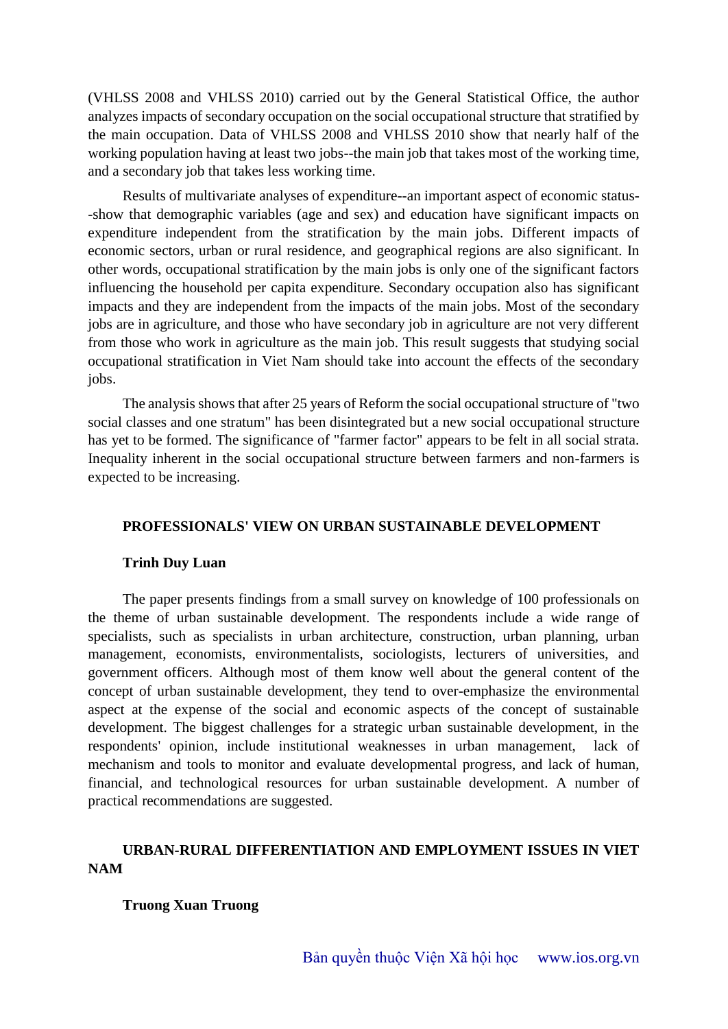(VHLSS 2008 and VHLSS 2010) carried out by the General Statistical Office, the author analyzes impacts of secondary occupation on the social occupational structure that stratified by the main occupation. Data of VHLSS 2008 and VHLSS 2010 show that nearly half of the working population having at least two jobs--the main job that takes most of the working time, and a secondary job that takes less working time.

Results of multivariate analyses of expenditure--an important aspect of economic status--show that demographic variables (age and sex) and education have significant impacts on expenditure independent from the stratification by the main jobs. Different impacts of economic sectors, urban or rural residence, and geographical regions are also significant. In other words, occupational stratification by the main jobs is only one of the significant factors influencing the household per capita expenditure. Secondary occupation also has significant impacts and they are independent from the impacts of the main jobs. Most of the secondary jobs are in agriculture, and those who have secondary job in agriculture are not very different from those who work in agriculture as the main job. This result suggests that studying social occupational stratification in Viet Nam should take into account the effects of the secondary jobs.

The analysis shows that after 25 years of Reform the social occupational structure of "two social classes and one stratum" has been disintegrated but a new social occupational structure has yet to be formed. The significance of "farmer factor" appears to be felt in all social strata. Inequality inherent in the social occupational structure between farmers and non-farmers is expected to be increasing.

## PROFESSIONALS' VIEW ON URBAN SUSTAINABLE DEVELOPMENT

**Trinh Duy Luan**

The paper presents findings from a small survey on knowledge of 100 professionals on the theme of urban sustainable development. The respondents include a wide range of specialists, such as specialists in urban architecture, construction, urban planning, urban management, economists, environmentalists, sociologists, lecturers of universities, and government officers. Although most of them know well about the general content of the concept of urban sustainable development, they tend to over-emphasize the environmental aspect at the expense of the social and economic aspects of the concept of sustainable development. The biggest challenges for a strategic urban sustainable development, in the respondents' opinion, include institutional weaknesses in urban management, lack of mechanism and tools to monitor and evaluate developmental progress, and lack of human, financial, and technological resources for urban sustainable development. A number of practical recommendations are suggested.

## URBAN-RURAL DIFFERENTIATION AND EMPLOYMENT ISSUES IN VIET NAM

**Truong Xuan Truong**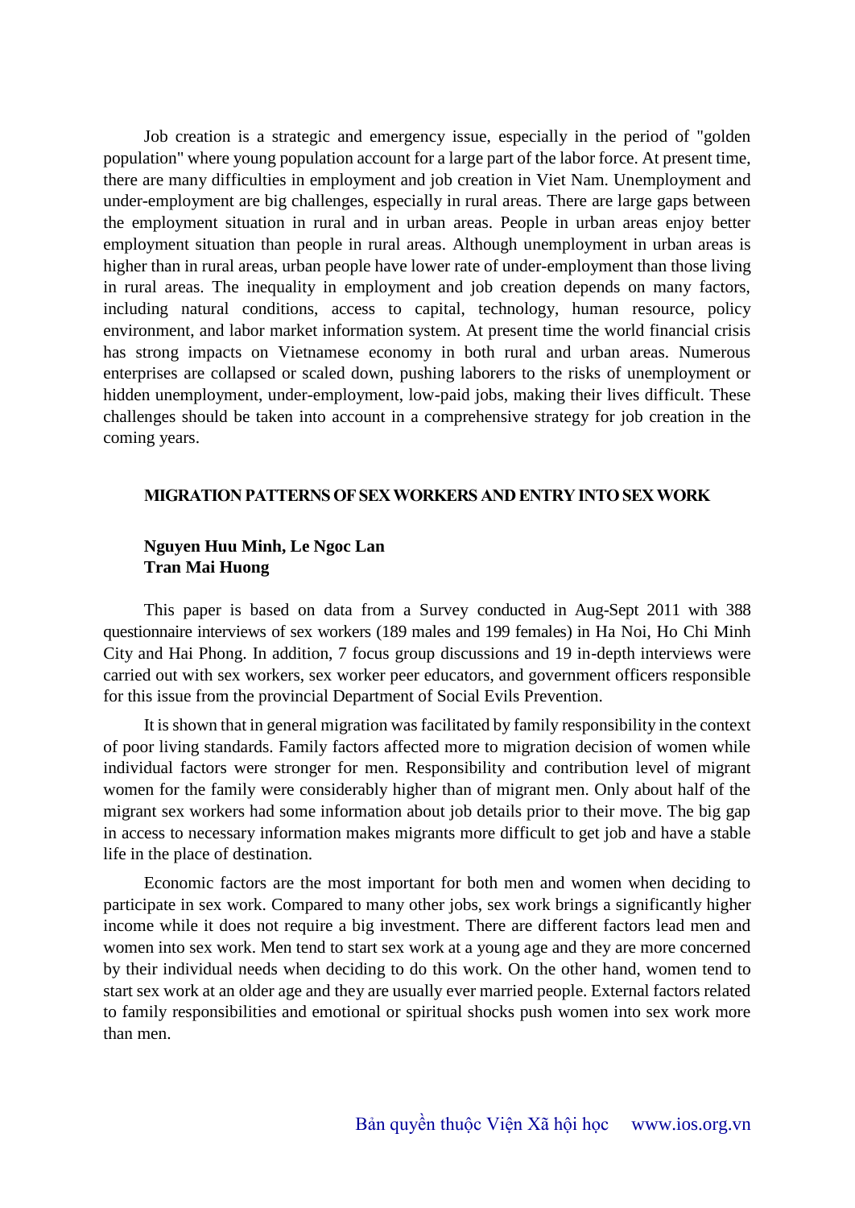Job creation is a strategic and emergency issue, especially in the period of "golden population" where young population account for a large part of the labor force. At present time, there are many difficulties in employment and job creation in Viet Nam. Unemployment and under-employment are big challenges, especially in rural areas. There are large gaps between the employment situation in rural and in urban areas. People in urban areas enjoy better employment situation than people in rural areas. Although unemployment in urban areas is higher than in rural areas, urban people have lower rate of under-employment than those living in rural areas. The inequality in employment and job creation depends on many factors, including natural conditions, access to capital, technology, human resource, policy environment, and labor market information system. At present time the world financial crisis has strong impacts on Vietnamese economy in both rural and urban areas. Numerous enterprises are collapsed or scaled down, pushing laborers to the risks of unemployment or hidden unemployment, under-employment, low-paid jobs, making their lives difficult. These challenges should be taken into account in a comprehensive strategy for job creation in the coming years.

## MIGRATION PATTERNS OF SEX WORKERS AND ENTRY INTO SEX WORK

**Nguyen Huu Minh, Le Ngoc Lan**
**Tran Mai Huong**

This paper is based on data from a Survey conducted in Aug-Sept 2011 with 388 questionnaire interviews of sex workers (189 males and 199 females) in Ha Noi, Ho Chi Minh City and Hai Phong. In addition, 7 focus group discussions and 19 in-depth interviews were carried out with sex workers, sex worker peer educators, and government officers responsible for this issue from the provincial Department of Social Evils Prevention.

It is shown that in general migration was facilitated by family responsibility in the context of poor living standards. Family factors affected more to migration decision of women while individual factors were stronger for men. Responsibility and contribution level of migrant women for the family were considerably higher than of migrant men. Only about half of the migrant sex workers had some information about job details prior to their move. The big gap in access to necessary information makes migrants more difficult to get job and have a stable life in the place of destination.

Economic factors are the most important for both men and women when deciding to participate in sex work. Compared to many other jobs, sex work brings a significantly higher income while it does not require a big investment. There are different factors lead men and women into sex work. Men tend to start sex work at a young age and they are more concerned by their individual needs when deciding to do this work. On the other hand, women tend to start sex work at an older age and they are usually ever married people. External factors related to family responsibilities and emotional or spiritual shocks push women into sex work more than men.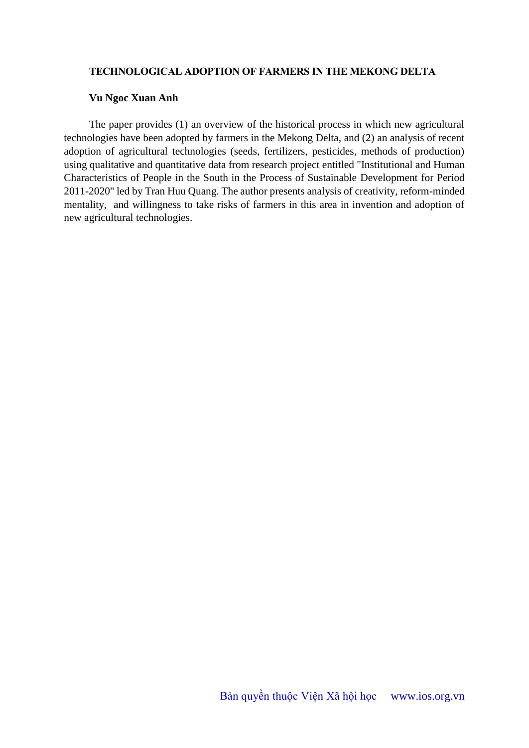**TECHNOLOGICAL ADOPTION OF FARMERS IN THE MEKONG DELTA**

**Vu Ngoc Xuan Anh**

The paper provides (1) an overview of the historical process in which new agricultural technologies have been adopted by farmers in the Mekong Delta, and (2) an analysis of recent adoption of agricultural technologies (seeds, fertilizers, pesticides, methods of production) using qualitative and quantitative data from research project entitled "Institutional and Human Characteristics of People in the South in the Process of Sustainable Development for Period 2011-2020" led by Tran Huu Quang. The author presents analysis of creativity, reform-minded mentality, and willingness to take risks of farmers in this area in invention and adoption of new agricultural technologies.